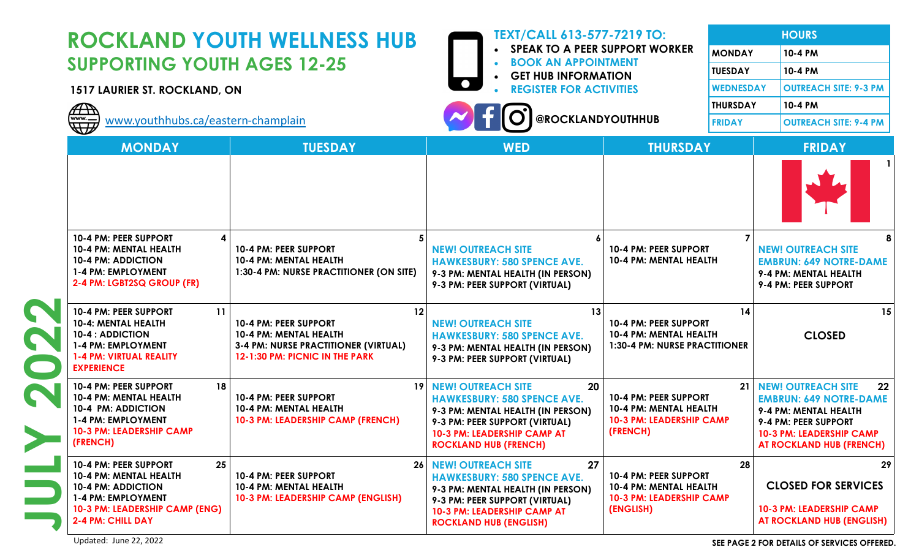# ROCKLAND YOUTH WELLNESS HUB

## SUPPORTING YOUTH AGES 12-25

**1517 LAURIER ST. ROCKLAND, ON**

www.youthhubs.ca/eastern-champlain

**TEXT/CALL 613-577-7219 TO:**

- SPEAK TO A PEER SUPPORT WORKER
- BOOK AN APPOINTMENT
- GET HUB INFORMATION
- REGISTER FOR ACTIVITIES

@ROCKLANDYOUTHHUB

| HOURS | |
|---|---|
| MONDAY | 10-4 PM |
| TUESDAY | 10-4 PM |
| WEDNESDAY | OUTREACH SITE: 9-3 PM |
| THURSDAY | 10-4 PM |
| FRIDAY | OUTREACH SITE: 9-4 PM |

# JULY 2022

| MONDAY | TUESDAY | WED | THURSDAY | FRIDAY |
|---|---|---|---|---|
| | | | | 1 |
| 4<br>10-4 PM: PEER SUPPORT<br>10-4 PM: MENTAL HEALTH<br>10-4 PM: ADDICTION<br>1-4 PM: EMPLOYMENT<br>2-4 PM: LGBT2SQ GROUP (FR) | 5<br>10-4 PM: PEER SUPPORT<br>10-4 PM: MENTAL HEALTH<br>1:30-4 PM: NURSE PRACTITIONER (ON SITE) | 6<br>NEW! OUTREACH SITE<br>HAWKESBURY: 580 SPENCE AVE.<br>9-3 PM: MENTAL HEALTH (IN PERSON)<br>9-3 PM: PEER SUPPORT (VIRTUAL) | 7<br>10-4 PM: PEER SUPPORT<br>10-4 PM: MENTAL HEALTH | 8<br>NEW! OUTREACH SITE<br>EMBRUN: 649 NOTRE-DAME<br>9-4 PM: MENTAL HEALTH<br>9-4 PM: PEER SUPPORT |
| 11<br>10-4 PM: PEER SUPPORT<br>10-4: MENTAL HEALTH<br>10-4 : ADDICTION<br>1-4 PM: EMPLOYMENT<br>1-4 PM: VIRTUAL REALITY EXPERIENCE | 12<br>10-4 PM: PEER SUPPORT<br>10-4 PM: MENTAL HEALTH<br>3-4 PM: NURSE PRACTITIONER (VIRTUAL)<br>12-1:30 PM: PICNIC IN THE PARK | 13<br>NEW! OUTREACH SITE<br>HAWKESBURY: 580 SPENCE AVE.<br>9-3 PM: MENTAL HEALTH (IN PERSON)<br>9-3 PM: PEER SUPPORT (VIRTUAL) | 14<br>10-4 PM: PEER SUPPORT<br>10-4 PM: MENTAL HEALTH<br>1:30-4 PM: NURSE PRACTITIONER | 15<br>CLOSED |
| 18<br>10-4 PM: PEER SUPPORT<br>10-4 PM: MENTAL HEALTH<br>10-4 PM: ADDICTION<br>1-4 PM: EMPLOYMENT<br>10-3 PM: LEADERSHIP CAMP (FRENCH) | 19<br>10-4 PM: PEER SUPPORT<br>10-4 PM: MENTAL HEALTH<br>10-3 PM: LEADERSHIP CAMP (FRENCH) | 20<br>NEW! OUTREACH SITE<br>HAWKESBURY: 580 SPENCE AVE.<br>9-3 PM: MENTAL HEALTH (IN PERSON)<br>9-3 PM: PEER SUPPORT (VIRTUAL)<br>10-3 PM: LEADERSHIP CAMP AT ROCKLAND HUB (FRENCH) | 21<br>10-4 PM: PEER SUPPORT<br>10-4 PM: MENTAL HEALTH<br>10-3 PM: LEADERSHIP CAMP (FRENCH) | 22<br>NEW! OUTREACH SITE<br>EMBRUN: 649 NOTRE-DAME<br>9-4 PM: MENTAL HEALTH<br>9-4 PM: PEER SUPPORT<br>10-3 PM: LEADERSHIP CAMP AT ROCKLAND HUB (FRENCH) |
| 25<br>10-4 PM: PEER SUPPORT<br>10-4 PM: MENTAL HEALTH<br>10-4 PM: ADDICTION<br>1-4 PM: EMPLOYMENT<br>10-3 PM: LEADERSHIP CAMP (ENG)<br>2-4 PM: CHILL DAY | 26<br>10-4 PM: PEER SUPPORT<br>10-4 PM: MENTAL HEALTH<br>10-3 PM: LEADERSHIP CAMP (ENGLISH) | 27<br>NEW! OUTREACH SITE<br>HAWKESBURY: 580 SPENCE AVE.<br>9-3 PM: MENTAL HEALTH (IN PERSON)<br>9-3 PM: PEER SUPPORT (VIRTUAL)<br>10-3 PM: LEADERSHIP CAMP AT ROCKLAND HUB (ENGLISH) | 28<br>10-4 PM: PEER SUPPORT<br>10-4 PM: MENTAL HEALTH<br>10-3 PM: LEADERSHIP CAMP (ENGLISH) | 29<br>CLOSED FOR SERVICES<br>10-3 PM: LEADERSHIP CAMP AT ROCKLAND HUB (ENGLISH) |

Updated: June 22, 2022

SEE PAGE 2 FOR DETAILS OF SERVICES OFFERED.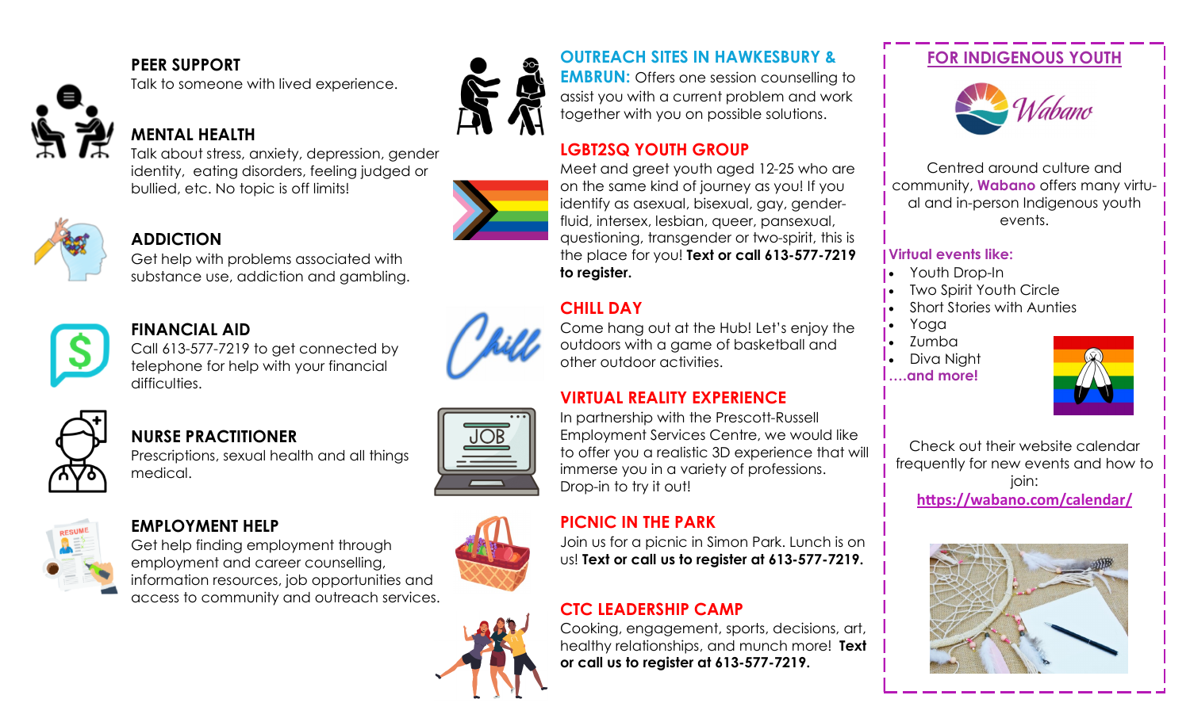## PEER SUPPORT

Talk to someone with lived experience.

## MENTAL HEALTH

Talk about stress, anxiety, depression, gender identity, eating disorders, feeling judged or bullied, etc. No topic is off limits!

## ADDICTION

Get help with problems associated with substance use, addiction and gambling.

## FINANCIAL AID

Call 613-577-7219 to get connected by telephone for help with your financial difficulties.

## NURSE PRACTITIONER

Prescriptions, sexual health and all things medical.

## EMPLOYMENT HELP

Get help finding employment through employment and career counselling, information resources, job opportunities and access to community and outreach services.

## OUTREACH SITES IN HAWKESBURY & EMBRUN:

Offers one session counselling to assist you with a current problem and work together with you on possible solutions.

## LGBT2SQ YOUTH GROUP

Meet and greet youth aged 12-25 who are on the same kind of journey as you! If you identify as asexual, bisexual, gay, gender-fluid, intersex, lesbian, queer, pansexual, questioning, transgender or two-spirit, this is the place for you! **Text or call 613-577-7219 to register.**

## CHILL DAY

Come hang out at the Hub! Let's enjoy the outdoors with a game of basketball and other outdoor activities.

## VIRTUAL REALITY EXPERIENCE

In partnership with the Prescott-Russell Employment Services Centre, we would like to offer you a realistic 3D experience that will immerse you in a variety of professions. Drop-in to try it out!

## PICNIC IN THE PARK

Join us for a picnic in Simon Park. Lunch is on us! **Text or call us to register at 613-577-7219.**

## CTC LEADERSHIP CAMP

Cooking, engagement, sports, decisions, art, healthy relationships, and munch more! **Text or call us to register at 613-577-7219.**

## FOR INDIGENOUS YOUTH

Wabano

Centred around culture and community, **Wabano** offers many virtual and in-person Indigenous youth events.

**Virtual events like:**

- Youth Drop-In
- Two Spirit Youth Circle
- Short Stories with Aunties
- Yoga
- Zumba
- Diva Night

**....and more!**

Check out their website calendar frequently for new events and how to join:

**https://wabano.com/calendar/**